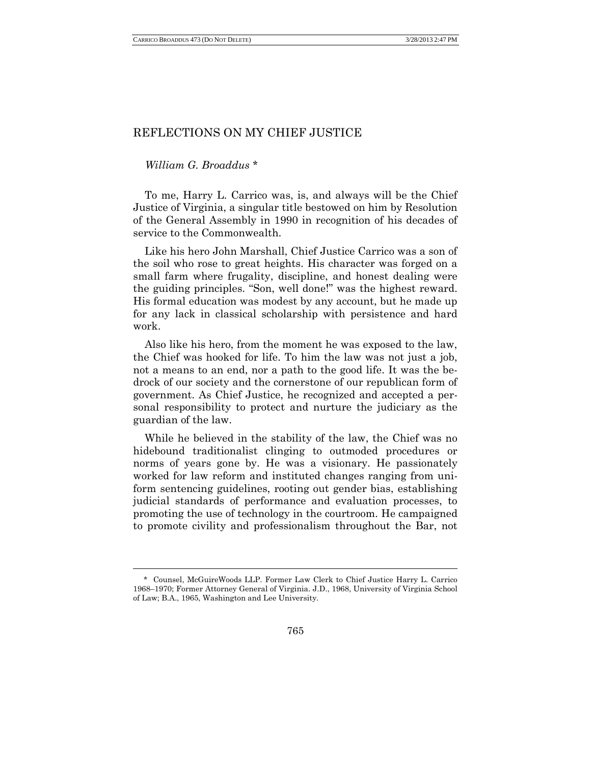# REFLECTIONS ON MY CHIEF JUSTICE

*William G. Broaddus* *

To me, Harry L. Carrico was, is, and always will be the Chief Justice of Virginia, a singular title bestowed on him by Resolution of the General Assembly in 1990 in recognition of his decades of service to the Commonwealth.

Like his hero John Marshall, Chief Justice Carrico was a son of the soil who rose to great heights. His character was forged on a small farm where frugality, discipline, and honest dealing were the guiding principles. "Son, well done!" was the highest reward. His formal education was modest by any account, but he made up for any lack in classical scholarship with persistence and hard work.

Also like his hero, from the moment he was exposed to the law, the Chief was hooked for life. To him the law was not just a job, not a means to an end, nor a path to the good life. It was the bedrock of our society and the cornerstone of our republican form of government. As Chief Justice, he recognized and accepted a personal responsibility to protect and nurture the judiciary as the guardian of the law.

While he believed in the stability of the law, the Chief was no hidebound traditionalist clinging to outmoded procedures or norms of years gone by. He was a visionary. He passionately worked for law reform and instituted changes ranging from uniform sentencing guidelines, rooting out gender bias, establishing judicial standards of performance and evaluation processes, to promoting the use of technology in the courtroom. He campaigned to promote civility and professionalism throughout the Bar, not

---

\* Counsel, McGuireWoods LLP. Former Law Clerk to Chief Justice Harry L. Carrico 1968–1970; Former Attorney General of Virginia. J.D., 1968, University of Virginia School of Law; B.A., 1965, Washington and Lee University.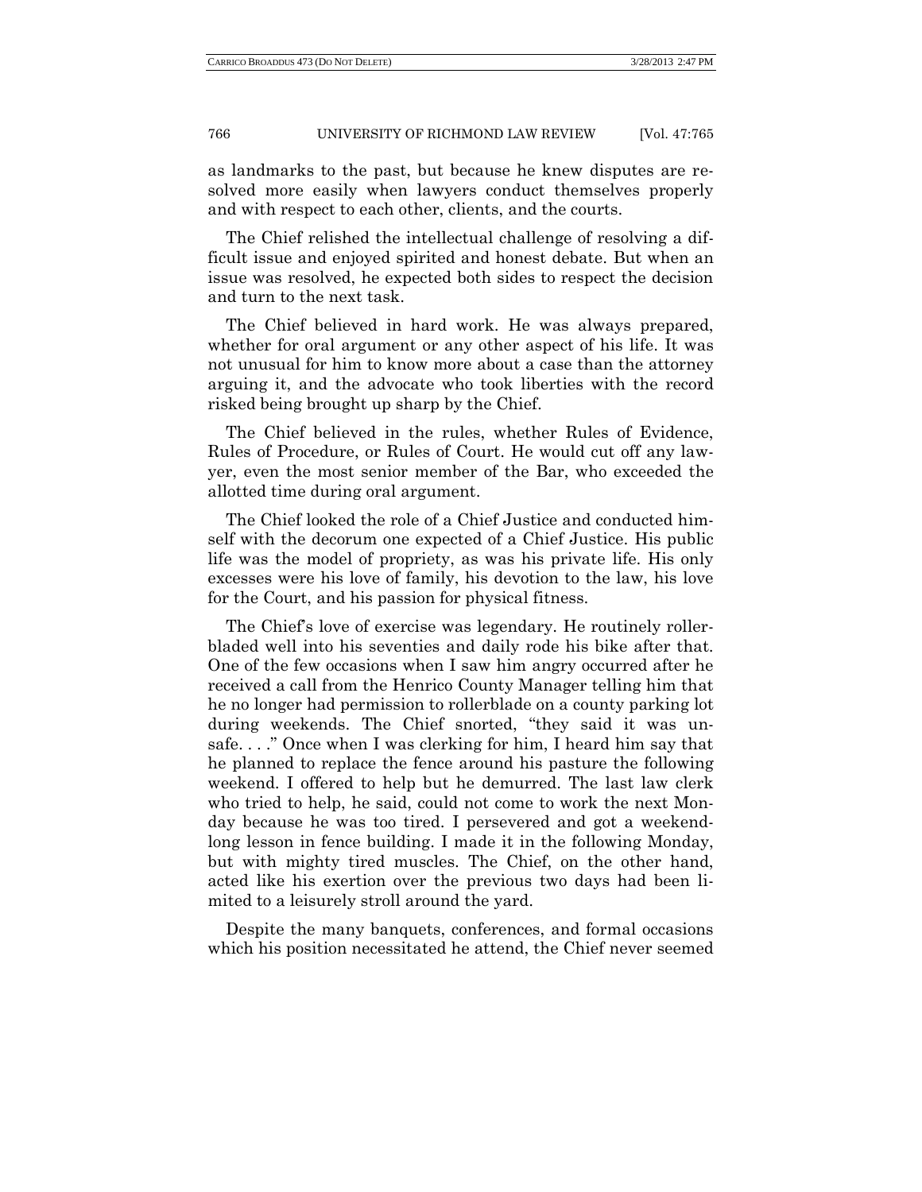as landmarks to the past, but because he knew disputes are resolved more easily when lawyers conduct themselves properly and with respect to each other, clients, and the courts.

The Chief relished the intellectual challenge of resolving a difficult issue and enjoyed spirited and honest debate. But when an issue was resolved, he expected both sides to respect the decision and turn to the next task.

The Chief believed in hard work. He was always prepared, whether for oral argument or any other aspect of his life. It was not unusual for him to know more about a case than the attorney arguing it, and the advocate who took liberties with the record risked being brought up sharp by the Chief.

The Chief believed in the rules, whether Rules of Evidence, Rules of Procedure, or Rules of Court. He would cut off any lawyer, even the most senior member of the Bar, who exceeded the allotted time during oral argument.

The Chief looked the role of a Chief Justice and conducted himself with the decorum one expected of a Chief Justice. His public life was the model of propriety, as was his private life. His only excesses were his love of family, his devotion to the law, his love for the Court, and his passion for physical fitness.

The Chief's love of exercise was legendary. He routinely rollerbladed well into his seventies and daily rode his bike after that. One of the few occasions when I saw him angry occurred after he received a call from the Henrico County Manager telling him that he no longer had permission to rollerblade on a county parking lot during weekends. The Chief snorted, "they said it was unsafe. . . ." Once when I was clerking for him, I heard him say that he planned to replace the fence around his pasture the following weekend. I offered to help but he demurred. The last law clerk who tried to help, he said, could not come to work the next Monday because he was too tired. I persevered and got a weekend-long lesson in fence building. I made it in the following Monday, but with mighty tired muscles. The Chief, on the other hand, acted like his exertion over the previous two days had been limited to a leisurely stroll around the yard.

Despite the many banquets, conferences, and formal occasions which his position necessitated he attend, the Chief never seemed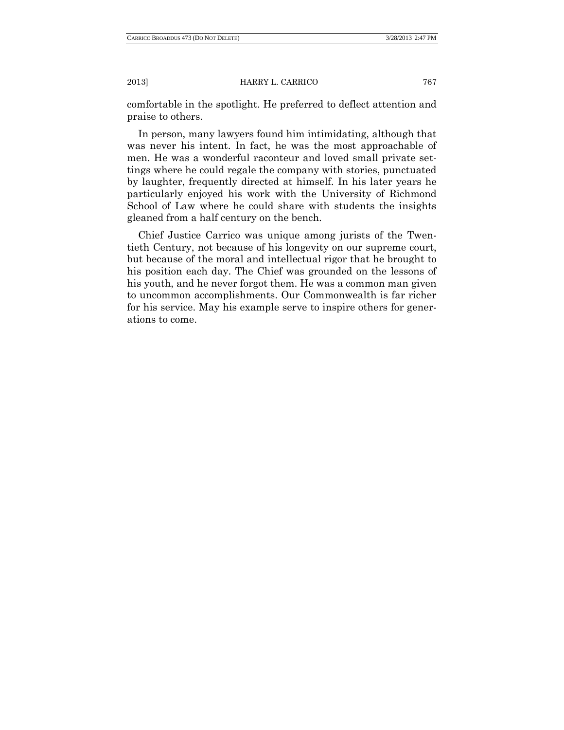comfortable in the spotlight. He preferred to deflect attention and praise to others.

In person, many lawyers found him intimidating, although that was never his intent. In fact, he was the most approachable of men. He was a wonderful raconteur and loved small private settings where he could regale the company with stories, punctuated by laughter, frequently directed at himself. In his later years he particularly enjoyed his work with the University of Richmond School of Law where he could share with students the insights gleaned from a half century on the bench.

Chief Justice Carrico was unique among jurists of the Twentieth Century, not because of his longevity on our supreme court, but because of the moral and intellectual rigor that he brought to his position each day. The Chief was grounded on the lessons of his youth, and he never forgot them. He was a common man given to uncommon accomplishments. Our Commonwealth is far richer for his service. May his example serve to inspire others for generations to come.